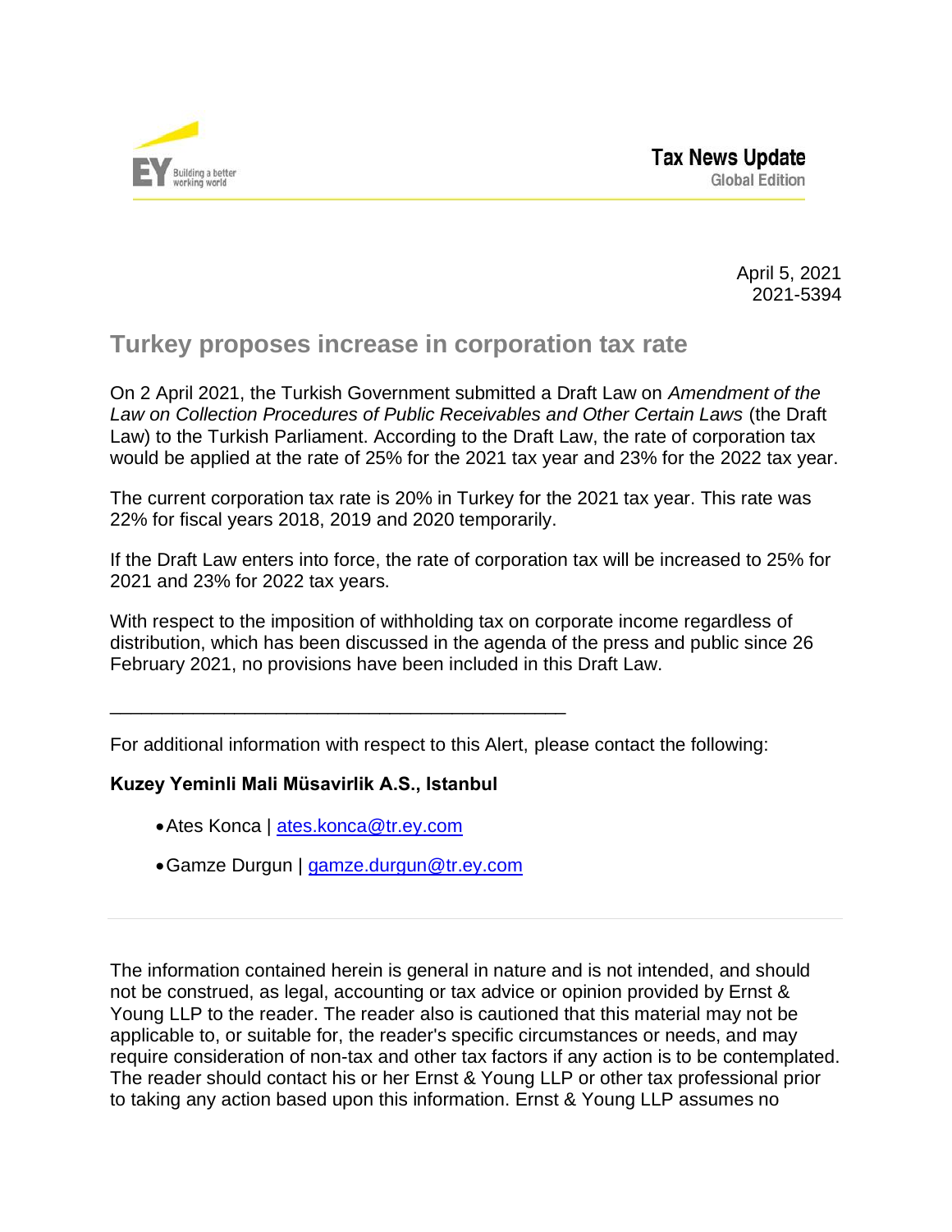Tax News Update
Global Edition

April 5, 2021
2021-5394

# Turkey proposes increase in corporation tax rate

On 2 April 2021, the Turkish Government submitted a Draft Law on *Amendment of the Law on Collection Procedures of Public Receivables and Other Certain Laws* (the Draft Law) to the Turkish Parliament. According to the Draft Law, the rate of corporation tax would be applied at the rate of 25% for the 2021 tax year and 23% for the 2022 tax year.

The current corporation tax rate is 20% in Turkey for the 2021 tax year. This rate was 22% for fiscal years 2018, 2019 and 2020 temporarily.

If the Draft Law enters into force, the rate of corporation tax will be increased to 25% for 2021 and 23% for 2022 tax years.

With respect to the imposition of withholding tax on corporate income regardless of distribution, which has been discussed in the agenda of the press and public since 26 February 2021, no provisions have been included in this Draft Law.

---

For additional information with respect to this Alert, please contact the following:

**Kuzey Yeminli Mali Müsavirlik A.S., Istanbul**

- Ates Konca | ates.konca@tr.ey.com
- Gamze Durgun | gamze.durgun@tr.ey.com

---

The information contained herein is general in nature and is not intended, and should not be construed, as legal, accounting or tax advice or opinion provided by Ernst & Young LLP to the reader. The reader also is cautioned that this material may not be applicable to, or suitable for, the reader's specific circumstances or needs, and may require consideration of non-tax and other tax factors if any action is to be contemplated. The reader should contact his or her Ernst & Young LLP or other tax professional prior to taking any action based upon this information. Ernst & Young LLP assumes no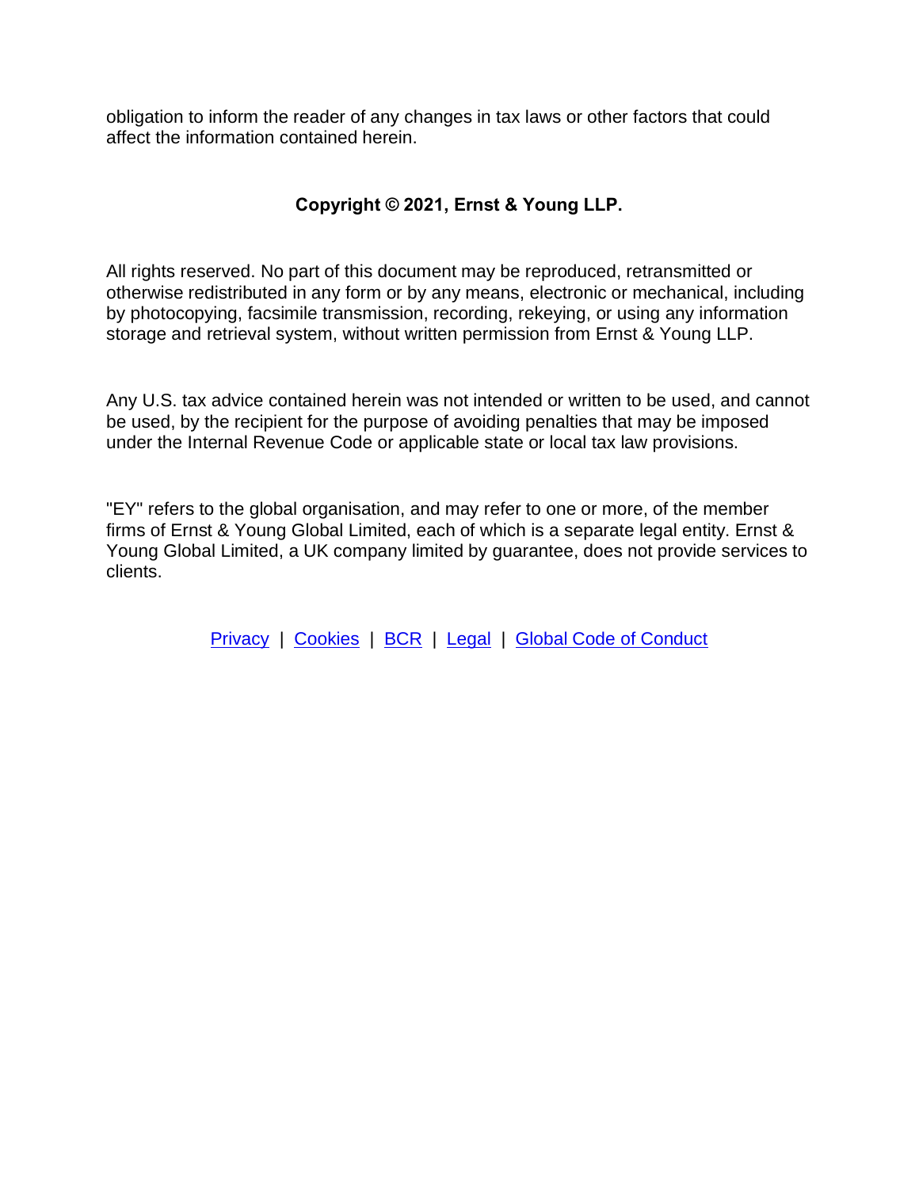obligation to inform the reader of any changes in tax laws or other factors that could affect the information contained herein.

**Copyright © 2021, Ernst & Young LLP.**

All rights reserved. No part of this document may be reproduced, retransmitted or otherwise redistributed in any form or by any means, electronic or mechanical, including by photocopying, facsimile transmission, recording, rekeying, or using any information storage and retrieval system, without written permission from Ernst & Young LLP.

Any U.S. tax advice contained herein was not intended or written to be used, and cannot be used, by the recipient for the purpose of avoiding penalties that may be imposed under the Internal Revenue Code or applicable state or local tax law provisions.

"EY" refers to the global organisation, and may refer to one or more, of the member firms of Ernst & Young Global Limited, each of which is a separate legal entity. Ernst & Young Global Limited, a UK company limited by guarantee, does not provide services to clients.

Privacy | Cookies | BCR | Legal | Global Code of Conduct